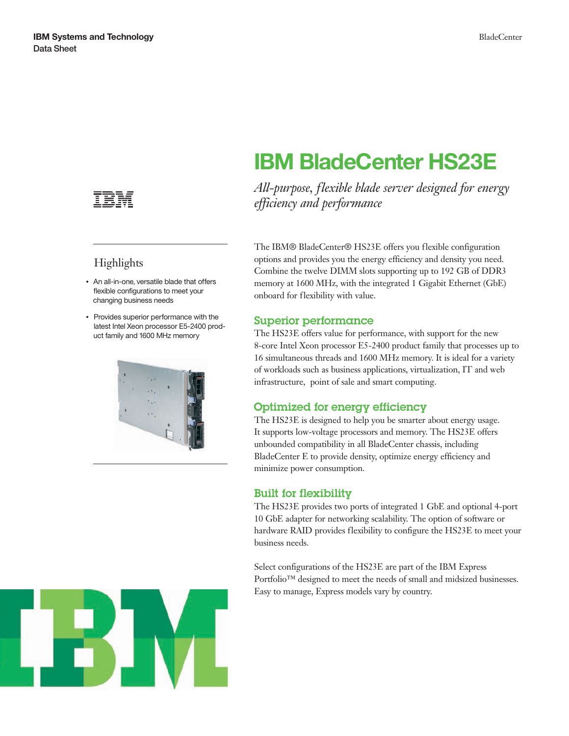IBM Systems and Technology
Data Sheet

# IBM BladeCenter HS23E

*All-purpose, flexible blade server designed for energy efficiency and performance*

## Highlights

- An all-in-one, versatile blade that offers flexible configurations to meet your changing business needs
- Provides superior performance with the latest Intel Xeon processor E5-2400 product family and 1600 MHz memory

The IBM® BladeCenter® HS23E offers you flexible configuration options and provides you the energy efficiency and density you need. Combine the twelve DIMM slots supporting up to 192 GB of DDR3 memory at 1600 MHz, with the integrated 1 Gigabit Ethernet (GbE) onboard for flexibility with value.

## Superior performance

The HS23E offers value for performance, with support for the new 8-core Intel Xeon processor E5-2400 product family that processes up to 16 simultaneous threads and 1600 MHz memory. It is ideal for a variety of workloads such as business applications, virtualization, IT and web infrastructure, point of sale and smart computing.

## Optimized for energy efficiency

The HS23E is designed to help you be smarter about energy usage. It supports low-voltage processors and memory. The HS23E offers unbounded compatibility in all BladeCenter chassis, including BladeCenter E to provide density, optimize energy efficiency and minimize power consumption.

## Built for flexibility

The HS23E provides two ports of integrated 1 GbE and optional 4-port 10 GbE adapter for networking scalability. The option of software or hardware RAID provides flexibility to configure the HS23E to meet your business needs.

Select configurations of the HS23E are part of the IBM Express Portfolio™ designed to meet the needs of small and midsized businesses. Easy to manage, Express models vary by country.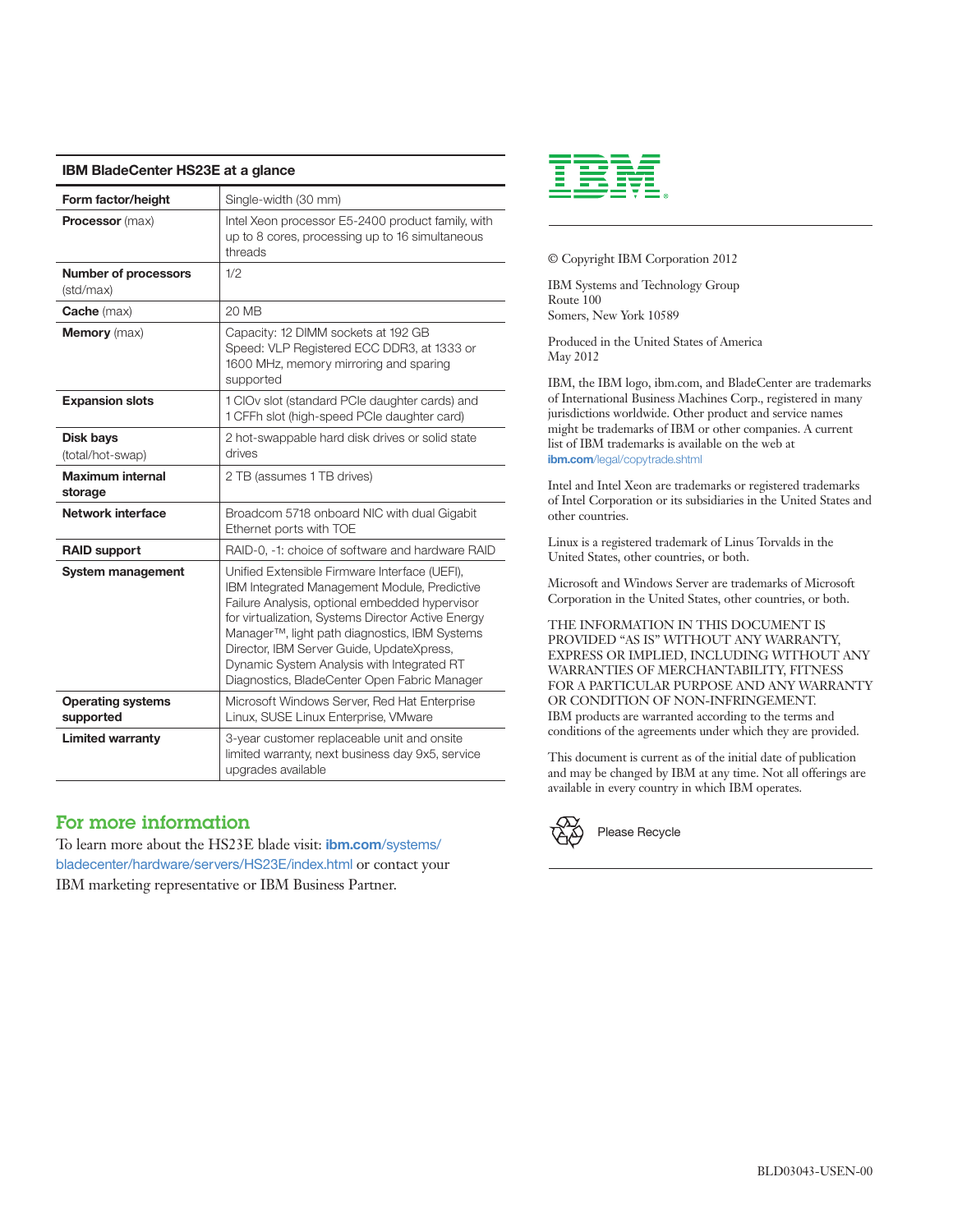| IBM BladeCenter HS23E at a glance | |
|---|---|
| **Form factor/height** | Single-width (30 mm) |
| **Processor** (max) | Intel Xeon processor E5-2400 product family, with up to 8 cores, processing up to 16 simultaneous threads |
| **Number of processors** (std/max) | 1/2 |
| **Cache** (max) | 20 MB |
| **Memory** (max) | Capacity: 12 DIMM sockets at 192 GB Speed: VLP Registered ECC DDR3, at 1333 or 1600 MHz, memory mirroring and sparing supported |
| **Expansion slots** | 1 CIOv slot (standard PCIe daughter cards) and 1 CFFh slot (high-speed PCIe daughter card) |
| **Disk bays** (total/hot-swap) | 2 hot-swappable hard disk drives or solid state drives |
| **Maximum internal storage** | 2 TB (assumes 1 TB drives) |
| **Network interface** | Broadcom 5718 onboard NIC with dual Gigabit Ethernet ports with TOE |
| **RAID support** | RAID-0, -1: choice of software and hardware RAID |
| **System management** | Unified Extensible Firmware Interface (UEFI), IBM Integrated Management Module, Predictive Failure Analysis, optional embedded hypervisor for virtualization, Systems Director Active Energy Manager™, light path diagnostics, IBM Systems Director, IBM Server Guide, UpdateXpress, Dynamic System Analysis with Integrated RT Diagnostics, BladeCenter Open Fabric Manager |
| **Operating systems supported** | Microsoft Windows Server, Red Hat Enterprise Linux, SUSE Linux Enterprise, VMware |
| **Limited warranty** | 3-year customer replaceable unit and onsite limited warranty, next business day 9x5, service upgrades available |

## For more information

To learn more about the HS23E blade visit: **ibm.com**/systems/bladecenter/hardware/servers/HS23E/index.html or contact your IBM marketing representative or IBM Business Partner.

IBM

© Copyright IBM Corporation 2012

IBM Systems and Technology Group
Route 100
Somers, New York 10589

Produced in the United States of America
May 2012

IBM, the IBM logo, ibm.com, and BladeCenter are trademarks of International Business Machines Corp., registered in many jurisdictions worldwide. Other product and service names might be trademarks of IBM or other companies. A current list of IBM trademarks is available on the web at **ibm.com**/legal/copytrade.shtml

Intel and Intel Xeon are trademarks or registered trademarks of Intel Corporation or its subsidiaries in the United States and other countries.

Linux is a registered trademark of Linus Torvalds in the United States, other countries, or both.

Microsoft and Windows Server are trademarks of Microsoft Corporation in the United States, other countries, or both.

THE INFORMATION IN THIS DOCUMENT IS PROVIDED "AS IS" WITHOUT ANY WARRANTY, EXPRESS OR IMPLIED, INCLUDING WITHOUT ANY WARRANTIES OF MERCHANTABILITY, FITNESS FOR A PARTICULAR PURPOSE AND ANY WARRANTY OR CONDITION OF NON-INFRINGEMENT.
IBM products are warranted according to the terms and conditions of the agreements under which they are provided.

This document is current as of the initial date of publication and may be changed by IBM at any time. Not all offerings are available in every country in which IBM operates.

Please Recycle

BLD03043-USEN-00